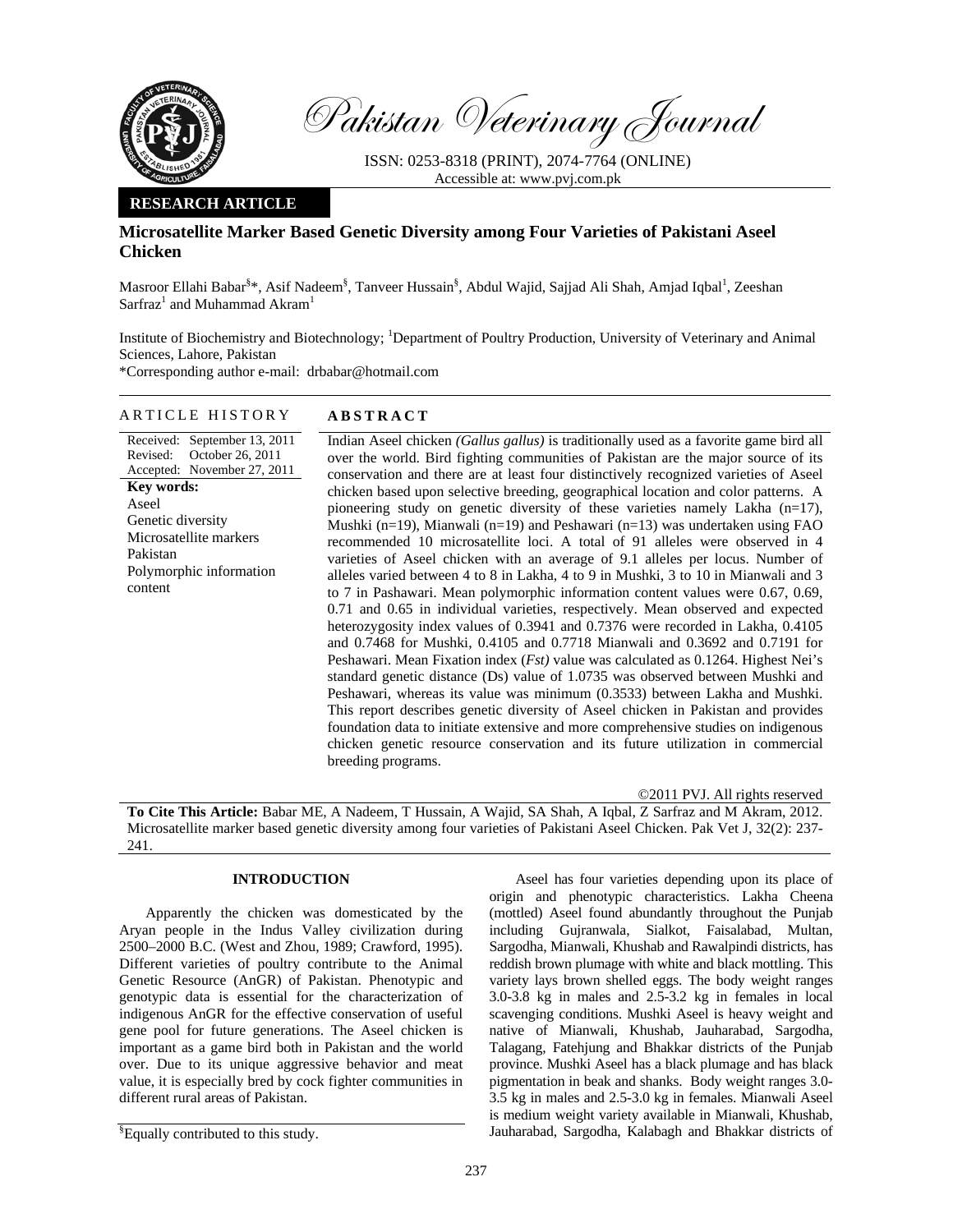# Microsatellite Marker Based Genetic Diversity among Four Varieties of Pakistani Aseel Chicken

RESEARCH ARTICLE

Masroor Ellahi Babar[§]*, Asif Nadeem[§], Tanveer Hussain[§], Abdul Wajid, Sajjad Ali Shah, Amjad Iqbal[1], Zeeshan Sarfraz[1] and Muhammad Akram[1]

Institute of Biochemistry and Biotechnology; [1]Department of Poultry Production, University of Veterinary and Animal Sciences, Lahore, Pakistan

*Corresponding author e-mail: drbabar@hotmail.com

## ARTICLE HISTORY

Received: September 13, 2011
Revised: October 26, 2011
Accepted: November 27, 2011

**Key words:**
Aseel
Genetic diversity
Microsatellite markers
Pakistan
Polymorphic information content

## ABSTRACT

Indian Aseel chicken *(Gallus gallus)* is traditionally used as a favorite game bird all over the world. Bird fighting communities of Pakistan are the major source of its conservation and there are at least four distinctively recognized varieties of Aseel chicken based upon selective breeding, geographical location and color patterns. A pioneering study on genetic diversity of these varieties namely Lakha (n=17), Mushki (n=19), Mianwali (n=19) and Peshawari (n=13) was undertaken using FAO recommended 10 microsatellite loci. A total of 91 alleles were observed in 4 varieties of Aseel chicken with an average of 9.1 alleles per locus. Number of alleles varied between 4 to 8 in Lakha, 4 to 9 in Mushki, 3 to 10 in Mianwali and 3 to 7 in Pashawari. Mean polymorphic information content values were 0.67, 0.69, 0.71 and 0.65 in individual varieties, respectively. Mean observed and expected heterozygosity index values of 0.3941 and 0.7376 were recorded in Lakha, 0.4105 and 0.7468 for Mushki, 0.4105 and 0.7718 Mianwali and 0.3692 and 0.7191 for Peshawari. Mean Fixation index (*Fst)* value was calculated as 0.1264. Highest Nei's standard genetic distance (Ds) value of 1.0735 was observed between Mushki and Peshawari, whereas its value was minimum (0.3533) between Lakha and Mushki. This report describes genetic diversity of Aseel chicken in Pakistan and provides foundation data to initiate extensive and more comprehensive studies on indigenous chicken genetic resource conservation and its future utilization in commercial breeding programs.

©2011 PVJ. All rights reserved

**To Cite This Article:** Babar ME, A Nadeem, T Hussain, A Wajid, SA Shah, A Iqbal, Z Sarfraz and M Akram, 2012. Microsatellite marker based genetic diversity among four varieties of Pakistani Aseel Chicken. Pak Vet J, 32(2): 237-241.

## INTRODUCTION

Apparently the chicken was domesticated by the Aryan people in the Indus Valley civilization during 2500–2000 B.C. (West and Zhou, 1989; Crawford, 1995). Different varieties of poultry contribute to the Animal Genetic Resource (AnGR) of Pakistan. Phenotypic and genotypic data is essential for the characterization of indigenous AnGR for the effective conservation of useful gene pool for future generations. The Aseel chicken is important as a game bird both in Pakistan and the world over. Due to its unique aggressive behavior and meat value, it is especially bred by cock fighter communities in different rural areas of Pakistan.

Aseel has four varieties depending upon its place of origin and phenotypic characteristics. Lakha Cheena (mottled) Aseel found abundantly throughout the Punjab including Gujranwala, Sialkot, Faisalabad, Multan, Sargodha, Mianwali, Khushab and Rawalpindi districts, has reddish brown plumage with white and black mottling. This variety lays brown shelled eggs. The body weight ranges 3.0-3.8 kg in males and 2.5-3.2 kg in females in local scavenging conditions. Mushki Aseel is heavy weight and native of Mianwali, Khushab, Jauharabad, Sargodha, Talagang, Fatehjung and Bhakkar districts of the Punjab province. Mushki Aseel has a black plumage and has black pigmentation in beak and shanks. Body weight ranges 3.0-3.5 kg in males and 2.5-3.0 kg in females. Mianwali Aseel is medium weight variety available in Mianwali, Khushab, Jauharabad, Sargodha, Kalabagh and Bhakkar districts of

[§]Equally contributed to this study.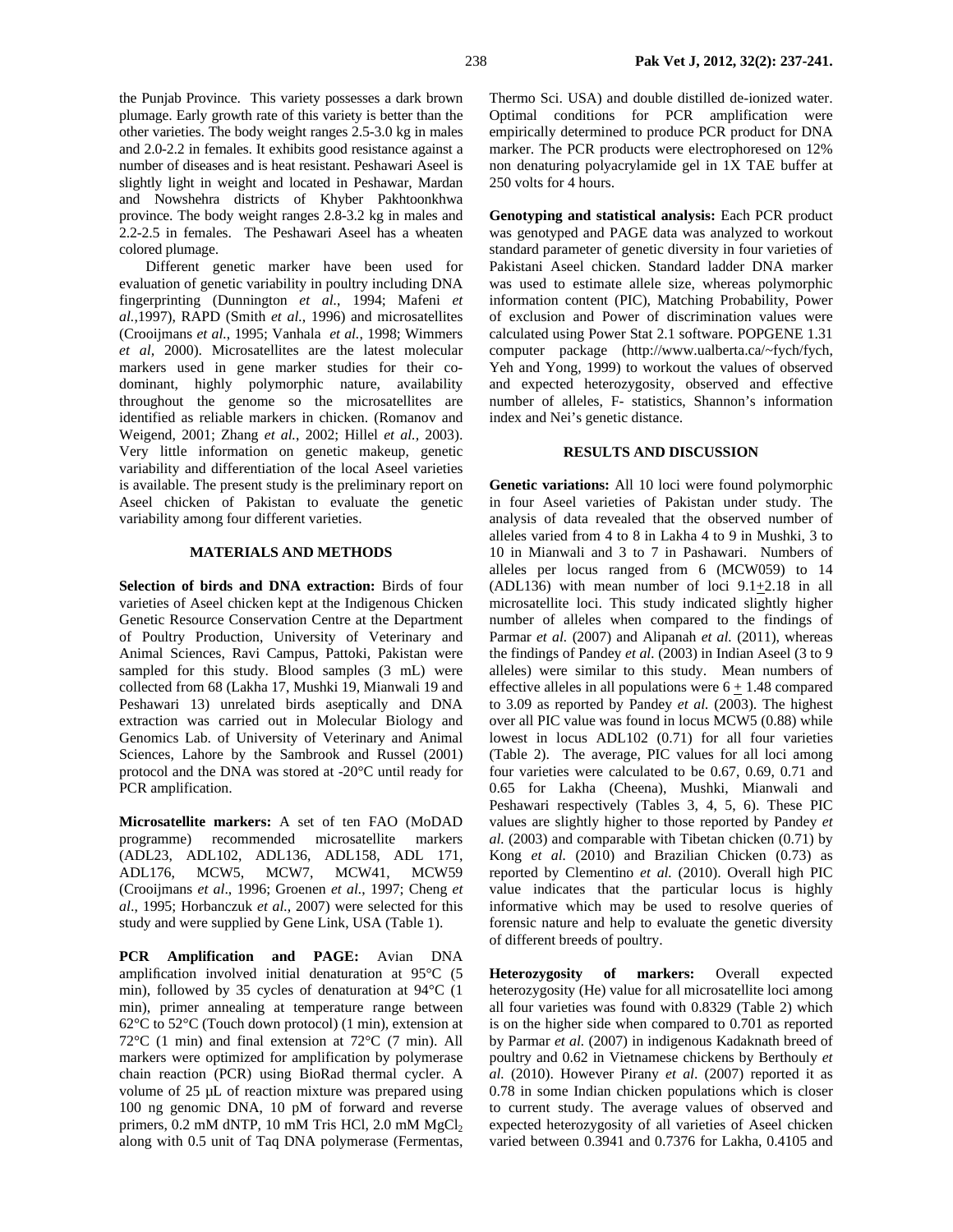the Punjab Province. This variety possesses a dark brown plumage. Early growth rate of this variety is better than the other varieties. The body weight ranges 2.5-3.0 kg in males and 2.0-2.2 in females. It exhibits good resistance against a number of diseases and is heat resistant. Peshawari Aseel is slightly light in weight and located in Peshawar, Mardan and Nowshehra districts of Khyber Pakhtoonkhwa province. The body weight ranges 2.8-3.2 kg in males and 2.2-2.5 in females. The Peshawari Aseel has a wheaten colored plumage.

Different genetic marker have been used for evaluation of genetic variability in poultry including DNA fingerprinting (Dunnington *et al.*, 1994; Mafeni *et al.*,1997), RAPD (Smith *et al.*, 1996) and microsatellites (Crooijmans *et al.*, 1995; Vanhala *et al.*, 1998; Wimmers *et al*, 2000). Microsatellites are the latest molecular markers used in gene marker studies for their co-dominant, highly polymorphic nature, availability throughout the genome so the microsatellites are identified as reliable markers in chicken. (Romanov and Weigend, 2001; Zhang *et al.*, 2002; Hillel *et al.*, 2003). Very little information on genetic makeup, genetic variability and differentiation of the local Aseel varieties is available. The present study is the preliminary report on Aseel chicken of Pakistan to evaluate the genetic variability among four different varieties.

## MATERIALS AND METHODS

**Selection of birds and DNA extraction:** Birds of four varieties of Aseel chicken kept at the Indigenous Chicken Genetic Resource Conservation Centre at the Department of Poultry Production, University of Veterinary and Animal Sciences, Ravi Campus, Pattoki, Pakistan were sampled for this study. Blood samples (3 mL) were collected from 68 (Lakha 17, Mushki 19, Mianwali 19 and Peshawari 13) unrelated birds aseptically and DNA extraction was carried out in Molecular Biology and Genomics Lab. of University of Veterinary and Animal Sciences, Lahore by the Sambrook and Russel (2001) protocol and the DNA was stored at -20°C until ready for PCR amplification.

**Microsatellite markers:** A set of ten FAO (MoDAD programme) recommended microsatellite markers (ADL23, ADL102, ADL136, ADL158, ADL 171, ADL176, MCW5, MCW7, MCW41, MCW59 (Crooijmans *et al*., 1996; Groenen *et al*., 1997; Cheng *et al*., 1995; Horbanczuk *et al.*, 2007) were selected for this study and were supplied by Gene Link, USA (Table 1).

**PCR Amplification and PAGE:** Avian DNA amplification involved initial denaturation at 95°C (5 min), followed by 35 cycles of denaturation at 94°C (1 min), primer annealing at temperature range between 62°C to 52°C (Touch down protocol) (1 min), extension at 72°C (1 min) and final extension at 72°C (7 min). All markers were optimized for amplification by polymerase chain reaction (PCR) using BioRad thermal cycler. A volume of 25 µL of reaction mixture was prepared using 100 ng genomic DNA, 10 pM of forward and reverse primers, 0.2 mM dNTP, 10 mM Tris HCl, 2.0 mM $MgCl_2$ along with 0.5 unit of Taq DNA polymerase (Fermentas, Thermo Sci. USA) and double distilled de-ionized water. Optimal conditions for PCR amplification were empirically determined to produce PCR product for DNA marker. The PCR products were electrophoresed on 12% non denaturing polyacrylamide gel in 1X TAE buffer at 250 volts for 4 hours.

**Genotyping and statistical analysis:** Each PCR product was genotyped and PAGE data was analyzed to workout standard parameter of genetic diversity in four varieties of Pakistani Aseel chicken. Standard ladder DNA marker was used to estimate allele size, whereas polymorphic information content (PIC), Matching Probability, Power of exclusion and Power of discrimination values were calculated using Power Stat 2.1 software. POPGENE 1.31 computer package (http://www.ualberta.ca/~fych/fych, Yeh and Yong, 1999) to workout the values of observed and expected heterozygosity, observed and effective number of alleles, F- statistics, Shannon's information index and Nei's genetic distance.

## RESULTS AND DISCUSSION

**Genetic variations:** All 10 loci were found polymorphic in four Aseel varieties of Pakistan under study. The analysis of data revealed that the observed number of alleles varied from 4 to 8 in Lakha 4 to 9 in Mushki, 3 to 10 in Mianwali and 3 to 7 in Pashawari. Numbers of alleles per locus ranged from 6 (MCW059) to 14 (ADL136) with mean number of loci 9.1±2.18 in all microsatellite loci. This study indicated slightly higher number of alleles when compared to the findings of Parmar *et al.* (2007) and Alipanah *et al.* (2011), whereas the findings of Pandey *et al.* (2003) in Indian Aseel (3 to 9 alleles) were similar to this study. Mean numbers of effective alleles in all populations were 6 ± 1.48 compared to 3.09 as reported by Pandey *et al.* (2003). The highest over all PIC value was found in locus MCW5 (0.88) while lowest in locus ADL102 (0.71) for all four varieties (Table 2). The average, PIC values for all loci among four varieties were calculated to be 0.67, 0.69, 0.71 and 0.65 for Lakha (Cheena), Mushki, Mianwali and Peshawari respectively (Tables 3, 4, 5, 6). These PIC values are slightly higher to those reported by Pandey *et al.* (2003) and comparable with Tibetan chicken (0.71) by Kong *et al.* (2010) and Brazilian Chicken (0.73) as reported by Clementino *et al.* (2010). Overall high PIC value indicates that the particular locus is highly informative which may be used to resolve queries of forensic nature and help to evaluate the genetic diversity of different breeds of poultry.

**Heterozygosity of markers:** Overall expected heterozygosity (He) value for all microsatellite loci among all four varieties was found with 0.8329 (Table 2) which is on the higher side when compared to 0.701 as reported by Parmar *et al.* (2007) in indigenous Kadaknath breed of poultry and 0.62 in Vietnamese chickens by Berthouly *et al.* (2010). However Pirany *et al*. (2007) reported it as 0.78 in some Indian chicken populations which is closer to current study. The average values of observed and expected heterozygosity of all varieties of Aseel chicken varied between 0.3941 and 0.7376 for Lakha, 0.4105 and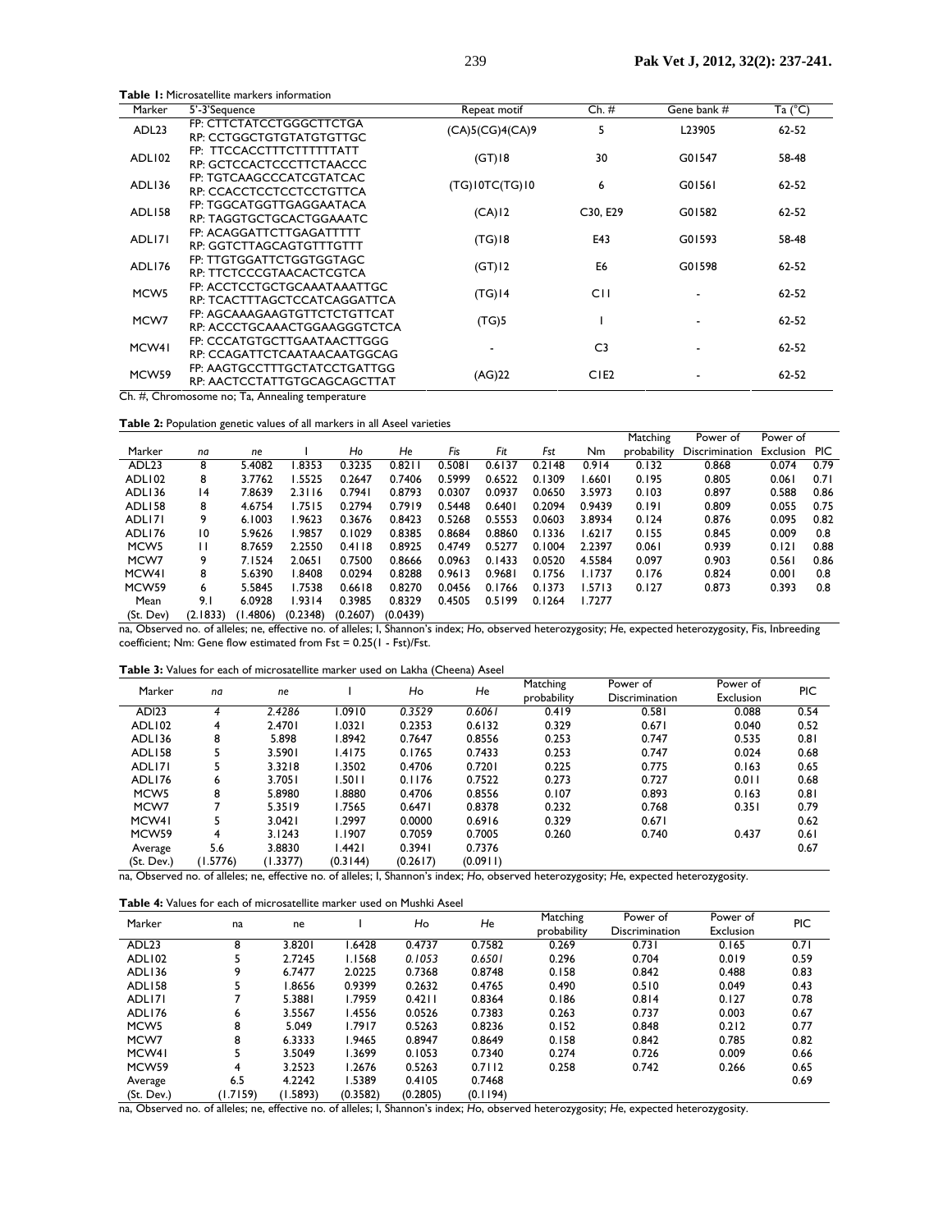**Table 1:** Microsatellite markers information

| Marker | 5'-3'Sequence | Repeat motif | Ch. # | Gene bank # | Ta (°C) |
|---|---|---|---|---|---|
| ADL23 | FP: CTTCTATCCTGGGCTTCTGA<br>RP: CCTGGCTGTGTATGTGTTGC | (CA)5(CG)4(CA)9 | 5 | L23905 | 62-52 |
| ADL102 | FP: TTCCACCTTTCTTTTTTATT<br>RP: GCTCCACTCCCTTCTAACCC | (GT)18 | 30 | G01547 | 58-48 |
| ADL136 | FP: TGTCAAGCCCATCGTATCAC<br>RP: CCACCTCCTCTCCTGTTCA | (TG)10TC(TG)10 | 6 | G01561 | 62-52 |
| ADL158 | FP: TGGCATGGTTGAGGAATACA<br>RP: TAGGTGCTGCACTGGAAATC | (CA)12 | C30, E29 | G01582 | 62-52 |
| ADL171 | FP: ACAGGATTCTTGAGATTTTT<br>RP: GGTCTTAGCAGTGTTTGTTT | (TG)18 | E43 | G01593 | 58-48 |
| ADL176 | FP: TTGTGGATTCTGGTGGTAGC<br>RP: TTCTCCCGTAACACTCGTCA | (GT)12 | E6 | G01598 | 62-52 |
| MCW5 | FP: ACCTCCTGCTGCAAATAAATTGC<br>RP: TCACTTTAGCTCCATCAGGATTCA | (TG)14 | C11 | - | 62-52 |
| MCW7 | FP: AGCAAAGAAGTGTTCTCTGTTCAT<br>RP: ACCCTGCAAACTGGAAGGGTCTCA | (TG)5 | 1 | - | 62-52 |
| MCW41 | FP: CCCATGTGCTTGAATAACTTGGG<br>RP: CCAGATTCTCAATAACAATGGCAG | - | C3 | - | 62-52 |
| MCW59 | FP: AAGTGCCTTTGCTATCCTGATTGG<br>RP: AACTCCTATTGTGCAGCAGCTTAT | (AG)22 | C1E2 | - | 62-52 |

Ch. #, Chromosome no; Ta, Annealing temperature

**Table 2:** Population genetic values of all markers in all Aseel varieties

| Marker | *na* | *ne* | I | *Ho* | *He* | *Fis* | *Fit* | *Fst* | Nm | Matching probability | Power of Discrimination | Power of Exclusion | PIC |
|---|---|---|---|---|---|---|---|---|---|---|---|---|---|
| ADL23 | 8 | 5.4082 | 1.8353 | 0.3235 | 0.8211 | 0.5081 | 0.6137 | 0.2148 | 0.914 | 0.132 | 0.868 | 0.074 | 0.79 |
| ADL102 | 8 | 3.7762 | 1.5525 | 0.2647 | 0.7406 | 0.5999 | 0.6522 | 0.1309 | 1.6601 | 0.195 | 0.805 | 0.061 | 0.71 |
| ADL136 | 14 | 7.8639 | 2.3116 | 0.7941 | 0.8793 | 0.0307 | 0.0937 | 0.0650 | 3.5973 | 0.103 | 0.897 | 0.588 | 0.86 |
| ADL158 | 8 | 4.6754 | 1.7515 | 0.2794 | 0.7919 | 0.5448 | 0.6401 | 0.2094 | 0.9439 | 0.191 | 0.809 | 0.055 | 0.75 |
| ADL171 | 9 | 6.1003 | 1.9623 | 0.3676 | 0.8423 | 0.5268 | 0.5553 | 0.0603 | 3.8934 | 0.124 | 0.876 | 0.095 | 0.82 |
| ADL176 | 10 | 5.9626 | 1.9857 | 0.1029 | 0.8385 | 0.8684 | 0.8860 | 0.1336 | 1.6217 | 0.155 | 0.845 | 0.009 | 0.8 |
| MCW5 | 11 | 8.7659 | 2.2550 | 0.4118 | 0.8925 | 0.4749 | 0.5277 | 0.1004 | 2.2397 | 0.061 | 0.939 | 0.121 | 0.88 |
| MCW7 | 9 | 7.1524 | 2.0651 | 0.7500 | 0.8666 | 0.0963 | 0.1433 | 0.0520 | 4.5584 | 0.097 | 0.903 | 0.561 | 0.86 |
| MCW41 | 8 | 5.6390 | 1.8408 | 0.0294 | 0.8288 | 0.9613 | 0.9681 | 0.1756 | 1.1737 | 0.176 | 0.824 | 0.001 | 0.8 |
| MCW59 | 6 | 5.5845 | 1.7538 | 0.6618 | 0.8270 | 0.0456 | 0.1766 | 0.1373 | 1.5713 | 0.127 | 0.873 | 0.393 | 0.8 |
| Mean | 9.1 | 6.0928 | 1.9314 | 0.3985 | 0.8329 | 0.4505 | 0.5199 | 0.1264 | 1.7277 | | | | |
| (St. Dev) | (2.1833) | (1.4806) | (0.2348) | (0.2607) | (0.0439) | | | | | | | | |

na, Observed no. of alleles; ne, effective no. of alleles; I, Shannon's index; *Ho*, observed heterozygosity; *He*, expected heterozygosity, Fis, Inbreeding coefficient; Nm: Gene flow estimated from Fst = 0.25(1 - Fst)/Fst.

**Table 3:** Values for each of microsatellite marker used on Lakha (Cheena) Aseel

| Marker | *na* | *ne* | I | *Ho* | *He* | Matching probability | Power of Discrimination | Power of Exclusion | PIC |
|---|---|---|---|---|---|---|---|---|---|
| ADl23 | *4* | *2.4286* | 1.0910 | *0.3529* | *0.6061* | 0.419 | 0.581 | 0.088 | 0.54 |
| ADL102 | 4 | 2.4701 | 1.0321 | 0.2353 | 0.6132 | 0.329 | 0.671 | 0.040 | 0.52 |
| ADL136 | 8 | 5.898 | 1.8942 | 0.7647 | 0.8556 | 0.253 | 0.747 | 0.535 | 0.81 |
| ADL158 | 5 | 3.5901 | 1.4175 | 0.1765 | 0.7433 | 0.253 | 0.747 | 0.024 | 0.68 |
| ADL171 | 5 | 3.3218 | 1.3502 | 0.4706 | 0.7201 | 0.225 | 0.775 | 0.163 | 0.65 |
| ADL176 | 6 | 3.7051 | 1.5011 | 0.1176 | 0.7522 | 0.273 | 0.727 | 0.011 | 0.68 |
| MCW5 | 8 | 5.8980 | 1.8880 | 0.4706 | 0.8556 | 0.107 | 0.893 | 0.163 | 0.81 |
| MCW7 | 7 | 5.3519 | 1.7565 | 0.6471 | 0.8378 | 0.232 | 0.768 | 0.351 | 0.79 |
| MCW41 | 5 | 3.0421 | 1.2997 | 0.0000 | 0.6916 | 0.329 | 0.671 | | 0.62 |
| MCW59 | 4 | 3.1243 | 1.1907 | 0.7059 | 0.7005 | 0.260 | 0.740 | 0.437 | 0.61 |
| Average | 5.6 | 3.8830 | 1.4421 | 0.3941 | 0.7376 | | | | 0.67 |
| (St. Dev.) | (1.5776) | (1.3377) | (0.3144) | (0.2617) | (0.0911) | | | | |

na, Observed no. of alleles; ne, effective no. of alleles; I, Shannon's index; *Ho*, observed heterozygosity; *He*, expected heterozygosity.

**Table 4:** Values for each of microsatellite marker used on Mushki Aseel

| Marker | na | ne | I | *Ho* | *He* | Matching probability | Power of Discrimination | Power of Exclusion | PIC |
|---|---|---|---|---|---|---|---|---|---|
| ADL23 | 8 | 3.8201 | 1.6428 | 0.4737 | 0.7582 | 0.269 | 0.731 | 0.165 | 0.71 |
| ADL102 | 5 | 2.7245 | 1.1568 | *0.1053* | *0.6501* | 0.296 | 0.704 | 0.019 | 0.59 |
| ADL136 | 9 | 6.7477 | 2.0225 | 0.7368 | 0.8748 | 0.158 | 0.842 | 0.488 | 0.83 |
| ADL158 | 5 | 1.8656 | 0.9399 | 0.2632 | 0.4765 | 0.490 | 0.510 | 0.049 | 0.43 |
| ADL171 | 7 | 5.3881 | 1.7959 | 0.4211 | 0.8364 | 0.186 | 0.814 | 0.127 | 0.78 |
| ADL176 | 6 | 3.5567 | 1.4556 | 0.0526 | 0.7383 | 0.263 | 0.737 | 0.003 | 0.67 |
| MCW5 | 8 | 5.049 | 1.7917 | 0.5263 | 0.8236 | 0.152 | 0.848 | 0.212 | 0.77 |
| MCW7 | 8 | 6.3333 | 1.9465 | 0.8947 | 0.8649 | 0.158 | 0.842 | 0.785 | 0.82 |
| MCW41 | 5 | 3.5049 | 1.3699 | 0.1053 | 0.7340 | 0.274 | 0.726 | 0.009 | 0.66 |
| MCW59 | 4 | 3.2523 | 1.2676 | 0.5263 | 0.7112 | 0.258 | 0.742 | 0.266 | 0.65 |
| Average | 6.5 | 4.2242 | 1.5389 | 0.4105 | 0.7468 | | | | 0.69 |
| (St. Dev.) | (1.7159) | (1.5893) | (0.3582) | (0.2805) | (0.1194) | | | | |

na, Observed no. of alleles; ne, effective no. of alleles; I, Shannon's index; *Ho*, observed heterozygosity; *He*, expected heterozygosity.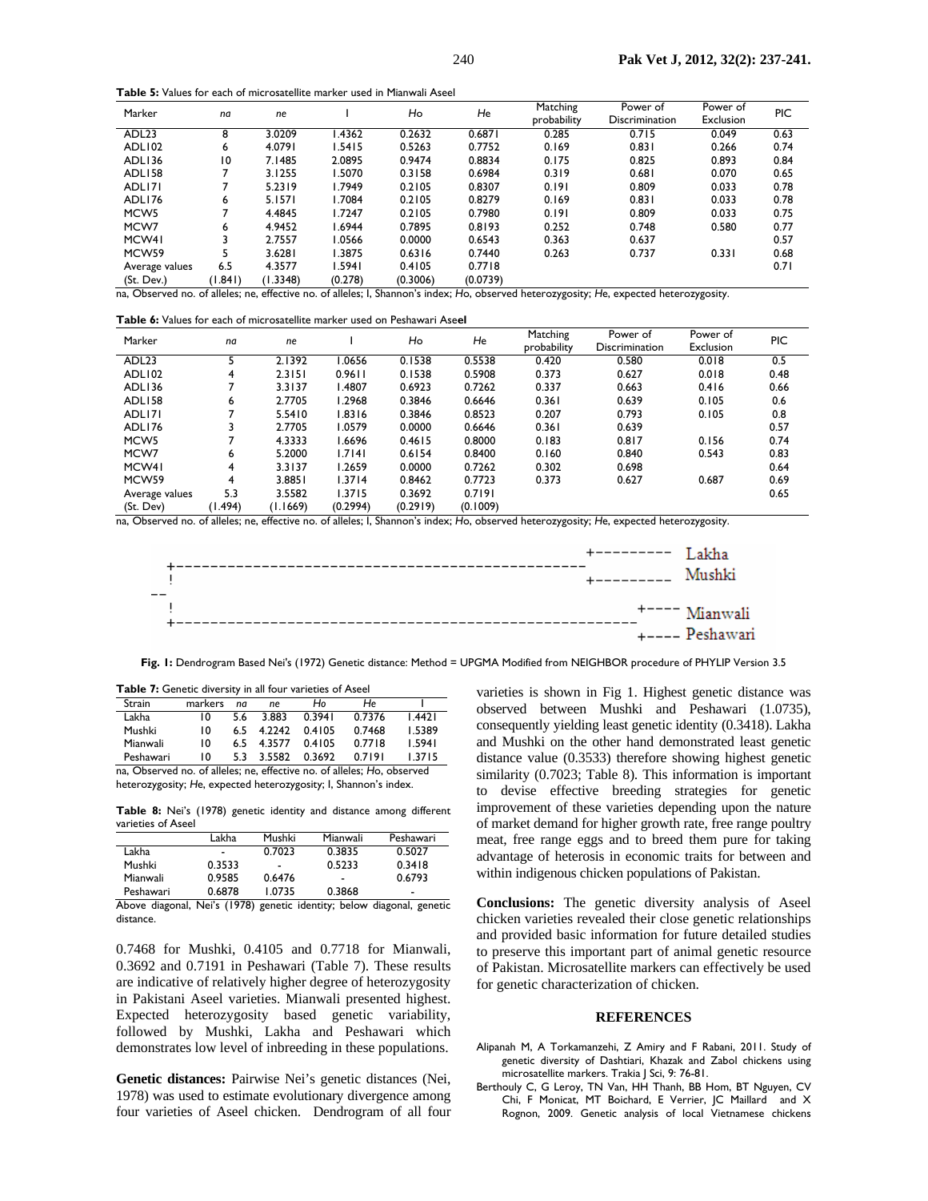**Table 5:** Values for each of microsatellite marker used in Mianwali Aseel

| Marker | *na* | *ne* | I | *Ho* | *He* | Matching probability | Power of Discrimination | Power of Exclusion | PIC |
|---|---|---|---|---|---|---|---|---|---|
| ADL23 | 8 | 3.0209 | 1.4362 | 0.2632 | 0.6871 | 0.285 | 0.715 | 0.049 | 0.63 |
| ADL102 | 6 | 4.0791 | 1.5415 | 0.5263 | 0.7752 | 0.169 | 0.831 | 0.266 | 0.74 |
| ADL136 | 10 | 7.1485 | 2.0895 | 0.9474 | 0.8834 | 0.175 | 0.825 | 0.893 | 0.84 |
| ADL158 | 7 | 3.1255 | 1.5070 | 0.3158 | 0.6984 | 0.319 | 0.681 | 0.070 | 0.65 |
| ADL171 | 7 | 5.2319 | 1.7949 | 0.2105 | 0.8307 | 0.191 | 0.809 | 0.033 | 0.78 |
| ADL176 | 6 | 5.1571 | 1.7084 | 0.2105 | 0.8279 | 0.169 | 0.831 | 0.033 | 0.78 |
| MCW5 | 7 | 4.4845 | 1.7247 | 0.2105 | 0.7980 | 0.191 | 0.809 | 0.033 | 0.75 |
| MCW7 | 6 | 4.9452 | 1.6944 | 0.7895 | 0.8193 | 0.252 | 0.748 | 0.580 | 0.77 |
| MCW41 | 3 | 2.7557 | 1.0566 | 0.0000 | 0.6543 | 0.363 | 0.637 | | 0.57 |
| MCW59 | 5 | 3.6281 | 1.3875 | 0.6316 | 0.7440 | 0.263 | 0.737 | 0.331 | 0.68 |
| Average values | 6.5 | 4.3577 | 1.5941 | 0.4105 | 0.7718 | | | | 0.71 |
| (St. Dev.) | (1.841) | (1.3348) | (0.278) | (0.3006) | (0.0739) | | | | |

na, Observed no. of alleles; ne, effective no. of alleles; I, Shannon's index; *Ho*, observed heterozygosity; *He*, expected heterozygosity.

**Table 6:** Values for each of microsatellite marker used on Peshawari Aseel

| Marker | *na* | *ne* | I | *Ho* | *He* | Matching probability | Power of Discrimination | Power of Exclusion | PIC |
|---|---|---|---|---|---|---|---|---|---|
| ADL23 | 5 | 2.1392 | 1.0656 | 0.1538 | 0.5538 | 0.420 | 0.580 | 0.018 | 0.5 |
| ADL102 | 4 | 2.3151 | 0.9611 | 0.1538 | 0.5908 | 0.373 | 0.627 | 0.018 | 0.48 |
| ADL136 | 7 | 3.3137 | 1.4807 | 0.6923 | 0.7262 | 0.337 | 0.663 | 0.416 | 0.66 |
| ADL158 | 6 | 2.7705 | 1.2968 | 0.3846 | 0.6646 | 0.361 | 0.639 | 0.105 | 0.6 |
| ADL171 | 7 | 5.5410 | 1.8316 | 0.3846 | 0.8523 | 0.207 | 0.793 | 0.105 | 0.8 |
| ADL176 | 3 | 2.7705 | 1.0579 | 0.0000 | 0.6646 | 0.361 | 0.639 | | 0.57 |
| MCW5 | 7 | 4.3333 | 1.6696 | 0.4615 | 0.8000 | 0.183 | 0.817 | 0.156 | 0.74 |
| MCW7 | 6 | 5.2000 | 1.7141 | 0.6154 | 0.8400 | 0.160 | 0.840 | 0.543 | 0.83 |
| MCW41 | 4 | 3.3137 | 1.2659 | 0.0000 | 0.7262 | 0.302 | 0.698 | | 0.64 |
| MCW59 | 4 | 3.8851 | 1.3714 | 0.8462 | 0.7723 | 0.373 | 0.627 | 0.687 | 0.69 |
| Average values | 5.3 | 3.5582 | 1.3715 | 0.3692 | 0.7191 | | | | 0.65 |
| (St. Dev) | (1.494) | (1.1669) | (0.2994) | (0.2919) | (0.1009) | | | | |

na, Observed no. of alleles; ne, effective no. of alleles; I, Shannon's index; *Ho*, observed heterozygosity; *He*, expected heterozygosity.

```
                                                                +---------  Lakha
 +--------------------------------------------------------------+
 !                                                              +---------  Mushki
--
 !                                                                   +----  Mianwali
 +-------------------------------------------------------------------+
                                                                     +----  Peshawari
```

**Fig. 1:** Dendrogram Based Nei's (1972) Genetic distance: Method = UPGMA Modified from NEIGHBOR procedure of PHYLIP Version 3.5

**Table 7:** Genetic diversity in all four varieties of Aseel

| Strain | markers | *na* | *ne* | *Ho* | *He* | I |
|---|---|---|---|---|---|---|
| Lakha | 10 | 5.6 | 3.883 | 0.3941 | 0.7376 | 1.4421 |
| Mushki | 10 | 6.5 | 4.2242 | 0.4105 | 0.7468 | 1.5389 |
| Mianwali | 10 | 6.5 | 4.3577 | 0.4105 | 0.7718 | 1.5941 |
| Peshawari | 10 | 5.3 | 3.5582 | 0.3692 | 0.7191 | 1.3715 |

na, Observed no. of alleles; ne, effective no. of alleles; *Ho*, observed heterozygosity; *He*, expected heterozygosity; I, Shannon's index.

**Table 8:** Nei's (1978) genetic identity and distance among different varieties of Aseel

| | Lakha | Mushki | Mianwali | Peshawari |
|---|---|---|---|---|
| Lakha | - | 0.7023 | 0.3835 | 0.5027 |
| Mushki | 0.3533 | - | 0.5233 | 0.3418 |
| Mianwali | 0.9585 | 0.6476 | - | 0.6793 |
| Peshawari | 0.6878 | 1.0735 | 0.3868 | - |

Above diagonal, Nei's (1978) genetic identity; below diagonal, genetic distance.

0.7468 for Mushki, 0.4105 and 0.7718 for Mianwali, 0.3692 and 0.7191 in Peshawari (Table 7). These results are indicative of relatively higher degree of heterozygosity in Pakistani Aseel varieties. Mianwali presented highest. Expected heterozygosity based genetic variability, followed by Mushki, Lakha and Peshawari which demonstrates low level of inbreeding in these populations.

**Genetic distances:** Pairwise Nei's genetic distances (Nei, 1978) was used to estimate evolutionary divergence among four varieties of Aseel chicken. Dendrogram of all four varieties is shown in Fig 1. Highest genetic distance was observed between Mushki and Peshawari (1.0735), consequently yielding least genetic identity (0.3418). Lakha and Mushki on the other hand demonstrated least genetic distance value (0.3533) therefore showing highest genetic similarity (0.7023; Table 8). This information is important to devise effective breeding strategies for genetic improvement of these varieties depending upon the nature of market demand for higher growth rate, free range poultry meat, free range eggs and to breed them pure for taking advantage of heterosis in economic traits for between and within indigenous chicken populations of Pakistan.

**Conclusions:** The genetic diversity analysis of Aseel chicken varieties revealed their close genetic relationships and provided basic information for future detailed studies to preserve this important part of animal genetic resource of Pakistan. Microsatellite markers can effectively be used for genetic characterization of chicken.

## REFERENCES

Alipanah M, A Torkamanzehi, Z Amiry and F Rabani, 2011. Study of genetic diversity of Dashtiari, Khazak and Zabol chickens using microsatellite markers. Trakia J Sci, 9: 76-81.

Berthouly C, G Leroy, TN Van, HH Thanh, BB Hom, BT Nguyen, CV Chi, F Monicat, MT Boichard, E Verrier, JC Maillard and X Rognon, 2009. Genetic analysis of local Vietnamese chickens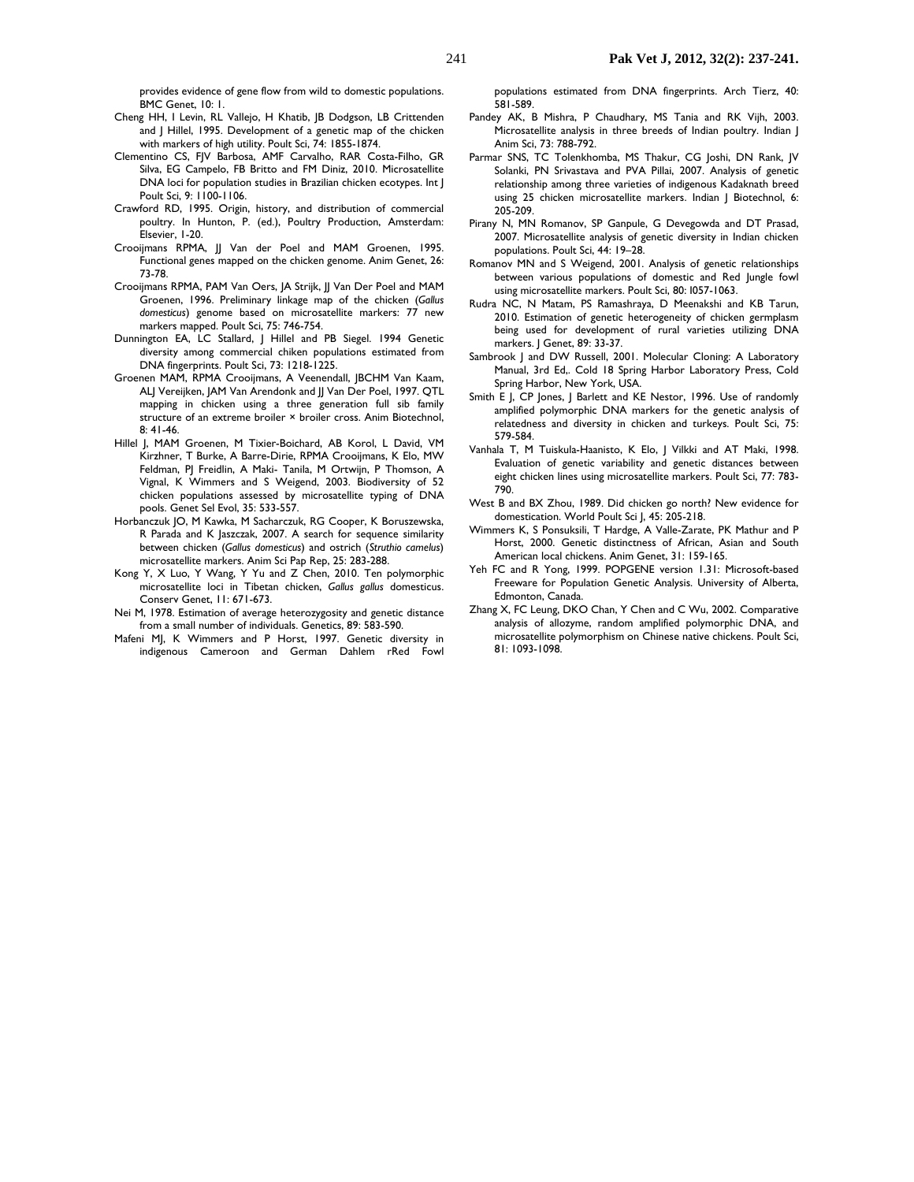provides evidence of gene flow from wild to domestic populations. BMC Genet, 10: 1.

Cheng HH, I Levin, RL Vallejo, H Khatib, JB Dodgson, LB Crittenden and J Hillel, 1995. Development of a genetic map of the chicken with markers of high utility. Poult Sci, 74: 1855-1874.

Clementino CS, FJV Barbosa, AMF Carvalho, RAR Costa-Filho, GR Silva, EG Campelo, FB Britto and FM Diniz, 2010. Microsatellite DNA loci for population studies in Brazilian chicken ecotypes. Int J Poult Sci, 9: 1100-1106.

Crawford RD, 1995. Origin, history, and distribution of commercial poultry. In Hunton, P. (ed.), Poultry Production, Amsterdam: Elsevier, 1-20.

Crooijmans RPMA, JJ Van der Poel and MAM Groenen, 1995. Functional genes mapped on the chicken genome. Anim Genet, 26: 73-78.

Crooijmans RPMA, PAM Van Oers, JA Strijk, JJ Van Der Poel and MAM Groenen, 1996. Preliminary linkage map of the chicken (*Gallus domesticus*) genome based on microsatellite markers: 77 new markers mapped. Poult Sci, 75: 746-754.

Dunnington EA, LC Stallard, J Hillel and PB Siegel. 1994 Genetic diversity among commercial chiken populations estimated from DNA fingerprints. Poult Sci, 73: 1218-1225.

Groenen MAM, RPMA Crooijmans, A Veenendall, JBCHM Van Kaam, ALJ Vereijken, JAM Van Arendonk and JJ Van Der Poel, 1997. QTL mapping in chicken using a three generation full sib family structure of an extreme broiler × broiler cross. Anim Biotechnol, 8: 41-46.

Hillel J, MAM Groenen, M Tixier-Boichard, AB Korol, L David, VM Kirzhner, T Burke, A Barre-Dirie, RPMA Crooijmans, K Elo, MW Feldman, PJ Freidlin, A Maki- Tanila, M Ortwijn, P Thomson, A Vignal, K Wimmers and S Weigend, 2003. Biodiversity of 52 chicken populations assessed by microsatellite typing of DNA pools. Genet Sel Evol, 35: 533-557.

Horbanczuk JO, M Kawka, M Sacharczuk, RG Cooper, K Boruszewska, R Parada and K Jaszczak, 2007. A search for sequence similarity between chicken (*Gallus domesticus*) and ostrich (*Struthio camelus*) microsatellite markers. Anim Sci Pap Rep, 25: 283-288.

Kong Y, X Luo, Y Wang, Y Yu and Z Chen, 2010. Ten polymorphic microsatellite loci in Tibetan chicken, *Gallus gallus* domesticus. Conserv Genet, 11: 671-673.

Nei M, 1978. Estimation of average heterozygosity and genetic distance from a small number of individuals. Genetics, 89: 583-590.

Mafeni MJ, K Wimmers and P Horst, 1997. Genetic diversity in indigenous Cameroon and German Dahlem rRed Fowl populations estimated from DNA fingerprints. Arch Tierz, 40: 581-589.

Pandey AK, B Mishra, P Chaudhary, MS Tania and RK Vijh, 2003. Microsatellite analysis in three breeds of Indian poultry. Indian J Anim Sci, 73: 788-792.

Parmar SNS, TC Tolenkhomba, MS Thakur, CG Joshi, DN Rank, JV Solanki, PN Srivastava and PVA Pillai, 2007. Analysis of genetic relationship among three varieties of indigenous Kadaknath breed using 25 chicken microsatellite markers. Indian J Biotechnol, 6: 205-209.

Pirany N, MN Romanov, SP Ganpule, G Devegowda and DT Prasad, 2007. Microsatellite analysis of genetic diversity in Indian chicken populations. Poult Sci, 44: 19–28.

Romanov MN and S Weigend, 2001. Analysis of genetic relationships between various populations of domestic and Red Jungle fowl using microsatellite markers. Poult Sci, 80: l057-1063.

Rudra NC, N Matam, PS Ramashraya, D Meenakshi and KB Tarun, 2010. Estimation of genetic heterogeneity of chicken germplasm being used for development of rural varieties utilizing DNA markers. J Genet, 89: 33-37.

Sambrook J and DW Russell, 2001. Molecular Cloning: A Laboratory Manual, 3rd Ed,. Cold 18 Spring Harbor Laboratory Press, Cold Spring Harbor, New York, USA.

Smith E J, CP Jones, J Barlett and KE Nestor, 1996. Use of randomly amplified polymorphic DNA markers for the genetic analysis of relatedness and diversity in chicken and turkeys. Poult Sci, 75: 579-584.

Vanhala T, M Tuiskula-Haanisto, K Elo, J Vilkki and AT Maki, 1998. Evaluation of genetic variability and genetic distances between eight chicken lines using microsatellite markers. Poult Sci, 77: 783-790.

West B and BX Zhou, 1989. Did chicken go north? New evidence for domestication. World Poult Sci J, 45: 205-218.

Wimmers K, S Ponsuksili, T Hardge, A Valle-Zarate, PK Mathur and P Horst, 2000. Genetic distinctness of African, Asian and South American local chickens. Anim Genet, 31: 159-165.

Yeh FC and R Yong, 1999. POPGENE version 1.31: Microsoft-based Freeware for Population Genetic Analysis. University of Alberta, Edmonton, Canada.

Zhang X, FC Leung, DKO Chan, Y Chen and C Wu, 2002. Comparative analysis of allozyme, random amplified polymorphic DNA, and microsatellite polymorphism on Chinese native chickens. Poult Sci, 81: 1093-1098.